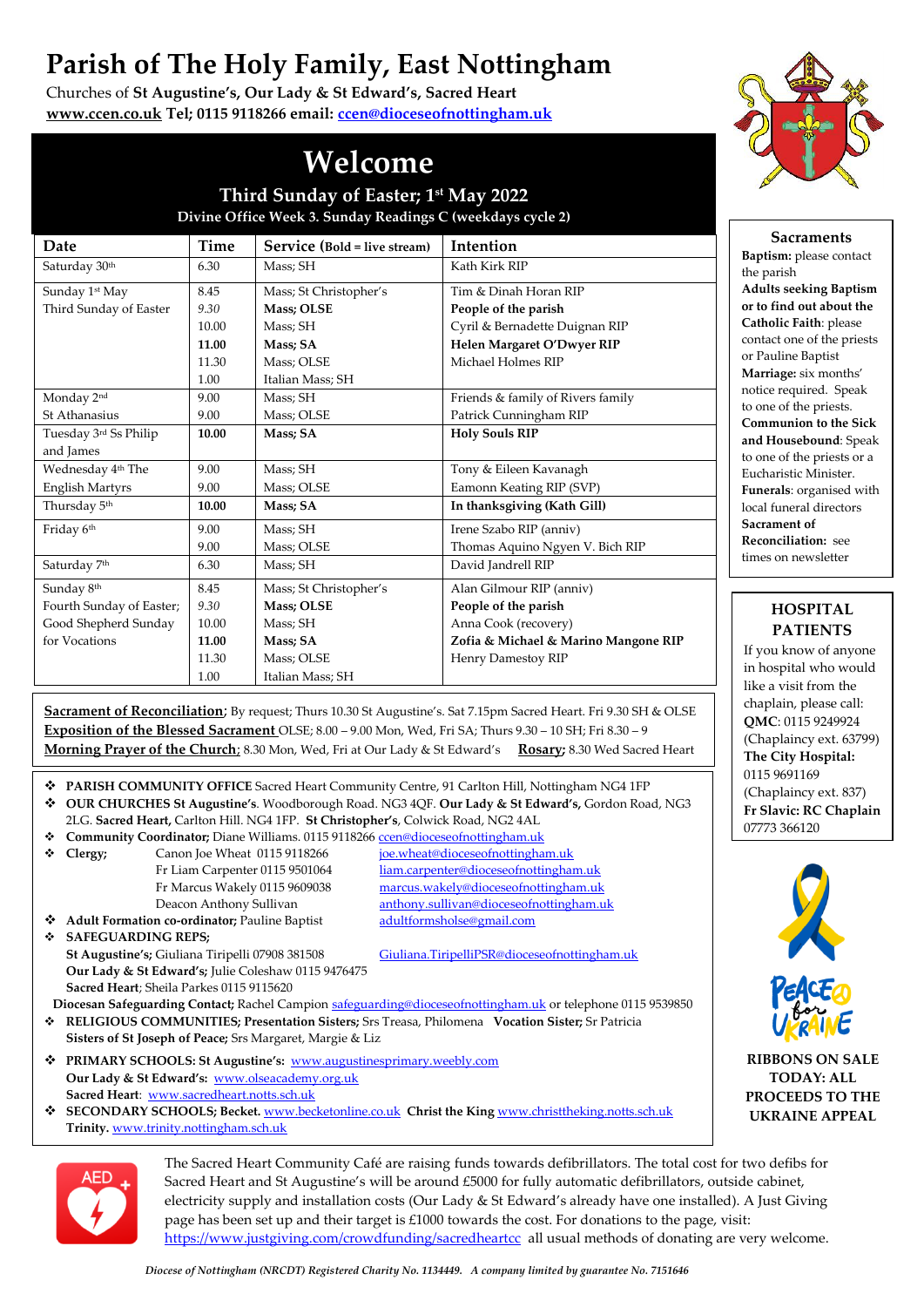# Parish of The Holy Family, East Nottingham

Churches of **St Augustine's, Our Lady & St Edward's, Sacred Heart**
**www.ccen.co.uk Tel; 0115 9118266 email: ccen@dioceseofnottingham.uk**

## Welcome

**Third Sunday of Easter; 1st May 2022**
**Divine Office Week 3. Sunday Readings C (weekdays cycle 2)**

| Date | Time | Service (**Bold = live stream**) | Intention |
|---|---|---|---|
| Saturday 30th | 6.30 | Mass; SH | Kath Kirk RIP |
| Sunday 1st May | 8.45 | Mass; St Christopher's | Tim & Dinah Horan RIP |
| Third Sunday of Easter | *9.30* | **Mass; OLSE** | **People of the parish** |
| | 10.00 | Mass; SH | Cyril & Bernadette Duignan RIP |
| | **11.00** | **Mass; SA** | **Helen Margaret O'Dwyer RIP** |
| | 11.30 | Mass; OLSE | Michael Holmes RIP |
| | 1.00 | Italian Mass; SH | |
| Monday 2nd | 9.00 | Mass; SH | Friends & family of Rivers family |
| St Athanasius | 9.00 | Mass; OLSE | Patrick Cunningham RIP |
| Tuesday 3rd Ss Philip and James | **10.00** | **Mass; SA** | **Holy Souls RIP** |
| Wednesday 4th The | 9.00 | Mass; SH | Tony & Eileen Kavanagh |
| English Martyrs | 9.00 | Mass; OLSE | Eamonn Keating RIP (SVP) |
| Thursday 5th | **10.00** | **Mass; SA** | **In thanksgiving (Kath Gill)** |
| Friday 6th | 9.00 | Mass; SH | Irene Szabo RIP (anniv) |
| | 9.00 | Mass; OLSE | Thomas Aquino Ngyen V. Bich RIP |
| Saturday 7th | 6.30 | Mass; SH | David Jandrell RIP |
| Sunday 8th | 8.45 | Mass; St Christopher's | Alan Gilmour RIP (anniv) |
| Fourth Sunday of Easter; | *9.30* | **Mass; OLSE** | **People of the parish** |
| Good Shepherd Sunday | 10.00 | Mass; SH | Anna Cook (recovery) |
| for Vocations | **11.00** | **Mass; SA** | **Zofia & Michael & Marino Mangone RIP** |
| | 11.30 | Mass; OLSE | Henry Damestoy RIP |
| | 1.00 | Italian Mass; SH | |

**Sacrament of Reconciliation**; By request; Thurs 10.30 St Augustine's. Sat 7.15pm Sacred Heart. Fri 9.30 SH & OLSE
**Exposition of the Blessed Sacrament** OLSE; 8.00 – 9.00 Mon, Wed, Fri SA; Thurs 9.30 – 10 SH; Fri 8.30 – 9
**Morning Prayer of the Church**; 8.30 Mon, Wed, Fri at Our Lady & St Edward's **Rosary;** 8.30 Wed Sacred Heart

- **PARISH COMMUNITY OFFICE** Sacred Heart Community Centre, 91 Carlton Hill, Nottingham NG4 1FP
- **OUR CHURCHES St Augustine's**. Woodborough Road. NG3 4QF. **Our Lady & St Edward's,** Gordon Road, NG3 2LG. **Sacred Heart,** Carlton Hill. NG4 1FP. **St Christopher's**, Colwick Road, NG2 4AL
- **Community Coordinator;** Diane Williams. 0115 9118266 ccen@dioceseofnottingham.uk
- **Clergy;**
  - Canon Joe Wheat 0115 9118266 joe.wheat@dioceseofnottingham.uk
  - Fr Liam Carpenter 0115 9501064 liam.carpenter@dioceseofnottingham.uk
  - Fr Marcus Wakely 0115 9609038 marcus.wakely@dioceseofnottingham.uk
  - Deacon Anthony Sullivan anthony.sullivan@dioceseofnottingham.uk
- **Adult Formation co-ordinator;** Pauline Baptist adultformsholse@gmail.com
- **SAFEGUARDING REPS;**
  **St Augustine's;** Giuliana Tiripelli 07908 381508 Giuliana.TiripelliPSR@dioceseofnottingham.uk
  **Our Lady & St Edward's;** Julie Coleshaw 0115 9476475
  **Sacred Heart**; Sheila Parkes 0115 9115620
  **Diocesan Safeguarding Contact;** Rachel Campion safeguarding@dioceseofnottingham.uk or telephone 0115 9539850
- **RELIGIOUS COMMUNITIES; Presentation Sisters;** Srs Treasa, Philomena **Vocation Sister;** Sr Patricia
  **Sisters of St Joseph of Peace;** Srs Margaret, Margie & Liz
- **PRIMARY SCHOOLS: St Augustine's:** www.augustinesprimary.weebly.com
  **Our Lady & St Edward's:** www.olseacademy.org.uk
  **Sacred Heart**: www.sacredheart.notts.sch.uk
- **SECONDARY SCHOOLS; Becket.** www.becketonline.co.uk **Christ the King** www.christtheking.notts.sch.uk
  **Trinity.** www.trinity.nottingham.sch.uk

### Sacraments

**Baptism:** please contact the parish
**Adults seeking Baptism or to find out about the Catholic Faith**: please contact one of the priests or Pauline Baptist
**Marriage:** six months' notice required. Speak to one of the priests.
**Communion to the Sick and Housebound**: Speak to one of the priests or a Eucharistic Minister.
**Funerals**: organised with local funeral directors
**Sacrament of Reconciliation:** see times on newsletter

### HOSPITAL PATIENTS

If you know of anyone in hospital who would like a visit from the chaplain, please call:
**QMC**: 0115 9249924 (Chaplaincy ext. 63799)
**The City Hospital:** 0115 9691169 (Chaplaincy ext. 837)
**Fr Slavic: RC Chaplain** 07773 366120

**RIBBONS ON SALE TODAY: ALL PROCEEDS TO THE UKRAINE APPEAL**

The Sacred Heart Community Café are raising funds towards defibrillators. The total cost for two defibs for Sacred Heart and St Augustine's will be around £5000 for fully automatic defibrillators, outside cabinet, electricity supply and installation costs (Our Lady & St Edward's already have one installed). A Just Giving page has been set up and their target is £1000 towards the cost. For donations to the page, visit: https://www.justgiving.com/crowdfunding/sacredheartcc all usual methods of donating are very welcome.

*Diocese of Nottingham (NRCDT) Registered Charity No. 1134449. A company limited by guarantee No. 7151646*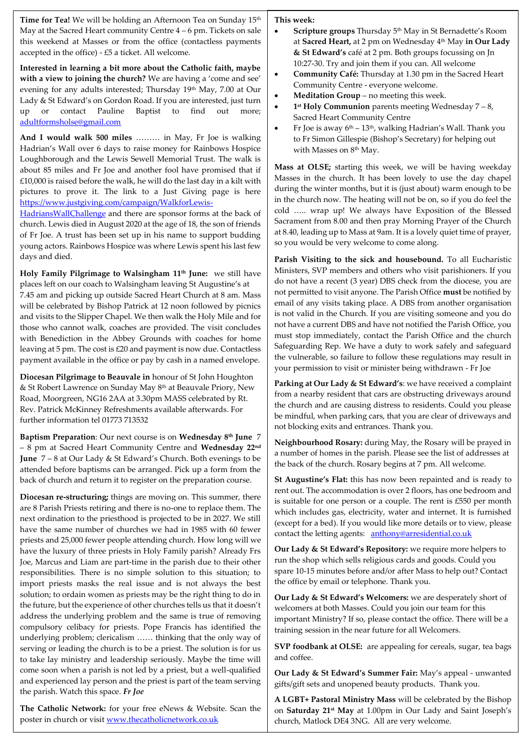**Time for Tea!** We will be holding an Afternoon Tea on Sunday 15th May at the Sacred Heart community Centre 4 – 6 pm. Tickets on sale this weekend at Masses or from the office (contactless payments accepted in the office) - £5 a ticket. All welcome.

**Interested in learning a bit more about the Catholic faith, maybe with a view to joining the church?** We are having a 'come and see' evening for any adults interested; Thursday 19th May, 7.00 at Our Lady & St Edward's on Gordon Road. If you are interested, just turn up or contact Pauline Baptist to find out more; adultformsholse@gmail.com

**And I would walk 500 miles** ……… in May, Fr Joe is walking Hadrian's Wall over 6 days to raise money for Rainbows Hospice Loughborough and the Lewis Sewell Memorial Trust. The walk is about 85 miles and Fr Joe and another fool have promised that if £10,000 is raised before the walk, he will do the last day in a kilt with pictures to prove it. The link to a Just Giving page is here https://www.justgiving.com/campaign/WalkforLewis-HadriansWallChallenge and there are sponsor forms at the back of church. Lewis died in August 2020 at the age of 18, the son of friends of Fr Joe. A trust has been set up in his name to support budding young actors. Rainbows Hospice was where Lewis spent his last few days and died.

**Holy Family Pilgrimage to Walsingham 11th June:** we still have places left on our coach to Walsingham leaving St Augustine's at 7.45 am and picking up outside Sacred Heart Church at 8 am. Mass will be celebrated by Bishop Patrick at 12 noon followed by picnics and visits to the Slipper Chapel. We then walk the Holy Mile and for those who cannot walk, coaches are provided. The visit concludes with Benediction in the Abbey Grounds with coaches for home leaving at 5 pm. The cost is £20 and payment is now due. Contactless payment available in the office or pay by cash in a named envelope.

**Diocesan Pilgrimage to Beauvale in** honour of St John Houghton & St Robert Lawrence on Sunday May 8th at Beauvale Priory, New Road, Moorgreen, NG16 2AA at 3.30pm MASS celebrated by Rt. Rev. Patrick McKinney Refreshments available afterwards. For further information tel 01773 713532

**Baptism Preparation**: Our next course is on **Wednesday 8th June** 7 – 8 pm at Sacred Heart Community Centre and **Wednesday 22nd June** 7 – 8 at Our Lady & St Edward's Church. Both evenings to be attended before baptisms can be arranged. Pick up a form from the back of church and return it to register on the preparation course.

**Diocesan re-structuring;** things are moving on. This summer, there are 8 Parish Priests retiring and there is no-one to replace them. The next ordination to the priesthood is projected to be in 2027. We still have the same number of churches we had in 1985 with 60 fewer priests and 25,000 fewer people attending church. How long will we have the luxury of three priests in Holy Family parish? Already Frs Joe, Marcus and Liam are part-time in the parish due to their other responsibilities. There is no simple solution to this situation; to import priests masks the real issue and is not always the best solution; to ordain women as priests may be the right thing to do in the future, but the experience of other churches tells us that it doesn't address the underlying problem and the same is true of removing compulsory celibacy for priests. Pope Francis has identified the underlying problem; clericalism …… thinking that the only way of serving or leading the church is to be a priest. The solution is for us to take lay ministry and leadership seriously. Maybe the time will come soon when a parish is not led by a priest, but a well-qualified and experienced lay person and the priest is part of the team serving the parish. Watch this space. *Fr Joe*

**The Catholic Network:** for your free eNews & Website. Scan the poster in church or visit www.thecatholicnetwork.co.uk

**This week:**

- **Scripture groups** Thursday 5th May in St Bernadette's Room at **Sacred Heart,** at 2 pm on Wednesday 4th May **in Our Lady & St Edward's** café at 2 pm. Both groups focussing on Jn 10:27-30. Try and join them if you can. All welcome
- **Community Café:** Thursday at 1.30 pm in the Sacred Heart Community Centre - everyone welcome.
- **Meditation Group** – no meeting this week.
- **1st Holy Communion** parents meeting Wednesday 7 – 8, Sacred Heart Community Centre
- Fr Joe is away 6th – 13th, walking Hadrian's Wall. Thank you to Fr Simon Gillespie (Bishop's Secretary) for helping out with Masses on 8th May.

**Mass at OLSE;** starting this week, we will be having weekday Masses in the church. It has been lovely to use the day chapel during the winter months, but it is (just about) warm enough to be in the church now. The heating will not be on, so if you do feel the cold ….. wrap up! We always have Exposition of the Blessed Sacrament from 8.00 and then pray Morning Prayer of the Church at 8.40, leading up to Mass at 9am. It is a lovely quiet time of prayer, so you would be very welcome to come along.

**Parish Visiting to the sick and housebound.** To all Eucharistic Ministers, SVP members and others who visit parishioners. If you do not have a recent (3 year) DBS check from the diocese, you are not permitted to visit anyone. The Parish Office **must** be notified by email of any visits taking place. A DBS from another organisation is not valid in the Church. If you are visiting someone and you do not have a current DBS and have not notified the Parish Office, you must stop immediately, contact the Parish Office and the church Safeguarding Rep. We have a duty to work safely and safeguard the vulnerable, so failure to follow these regulations may result in your permission to visit or minister being withdrawn - Fr Joe

**Parking at Our Lady & St Edward's**: we have received a complaint from a nearby resident that cars are obstructing driveways around the church and are causing distress to residents. Could you please be mindful, when parking cars, that you are clear of driveways and not blocking exits and entrances. Thank you.

**Neighbourhood Rosary:** during May, the Rosary will be prayed in a number of homes in the parish. Please see the list of addresses at the back of the church. Rosary begins at 7 pm. All welcome.

**St Augustine's Flat:** this has now been repainted and is ready to rent out. The accommodation is over 2 floors, has one bedroom and is suitable for one person or a couple. The rent is £550 per month which includes gas, electricity, water and internet. It is furnished (except for a bed). If you would like more details or to view, please contact the letting agents: anthony@arresidential.co.uk

**Our Lady & St Edward's Repository:** we require more helpers to run the shop which sells religious cards and goods. Could you spare 10-15 minutes before and/or after Mass to help out? Contact the office by email or telephone. Thank you.

**Our Lady & St Edward's Welcomers:** we are desperately short of welcomers at both Masses. Could you join our team for this important Ministry? If so, please contact the office. There will be a training session in the near future for all Welcomers.

**SVP foodbank at OLSE:** are appealing for cereals, sugar, tea bags and coffee.

**Our Lady & St Edward's Summer Fair:** May's appeal - unwanted gifts/gift sets and unopened beauty products. Thank you.

**A LGBT+ Pastoral Ministry Mass** will be celebrated by the Bishop on **Saturday 21st May** at 1.00pm in Our Lady and Saint Joseph's church, Matlock DE4 3NG. All are very welcome.